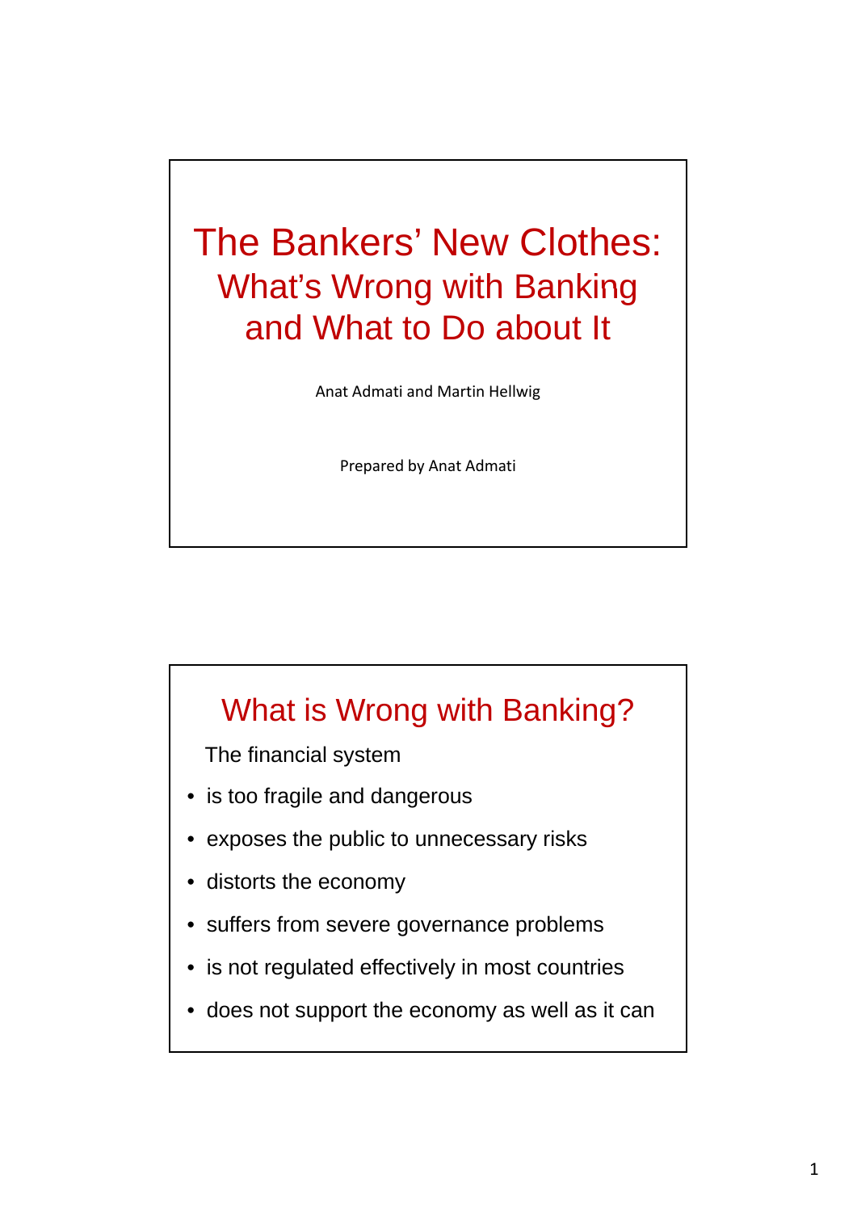# The Bankers' New Clothes: What's Wrong with Banking and What to Do about It

Anat Admati and Martin Hellwig

Prepared by Anat Admati

## What is Wrong with Banking?

The financial system

- is too fragile and dangerous
- exposes the public to unnecessary risks
- distorts the economy
- suffers from severe governance problems
- is not regulated effectively in most countries
- does not support the economy as well as it can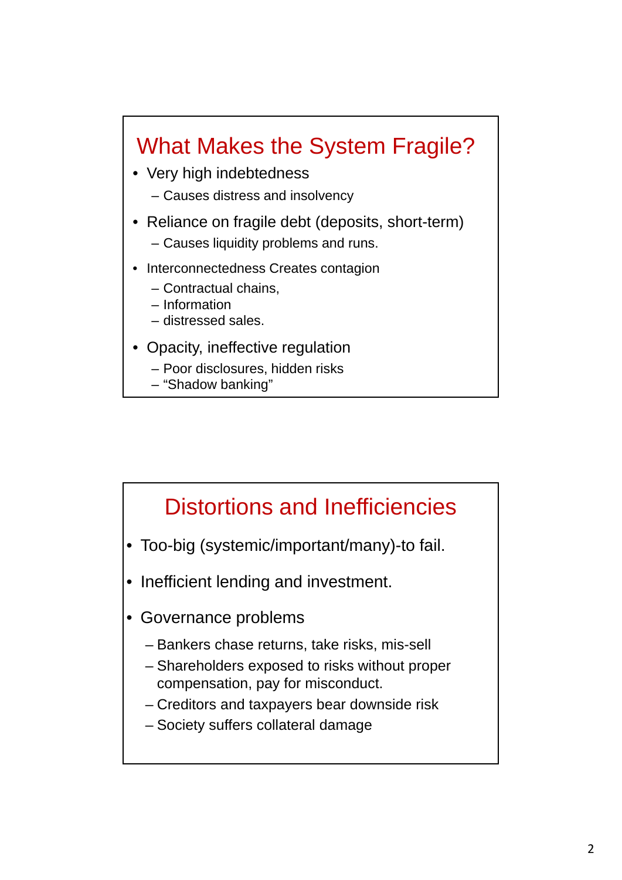## What Makes the System Fragile?

- Very high indebtedness
  - Causes distress and insolvency
- Reliance on fragile debt (deposits, short-term)
  - Causes liquidity problems and runs.
- Interconnectedness Creates contagion
  - Contractual chains,
  - Information
  - distressed sales.
- Opacity, ineffective regulation
  - Poor disclosures, hidden risks
  - "Shadow banking"

## Distortions and Inefficiencies

- Too-big (systemic/important/many)-to fail.
- Inefficient lending and investment.
- Governance problems
  - Bankers chase returns, take risks, mis-sell
  - Shareholders exposed to risks without proper compensation, pay for misconduct.
  - Creditors and taxpayers bear downside risk
  - Society suffers collateral damage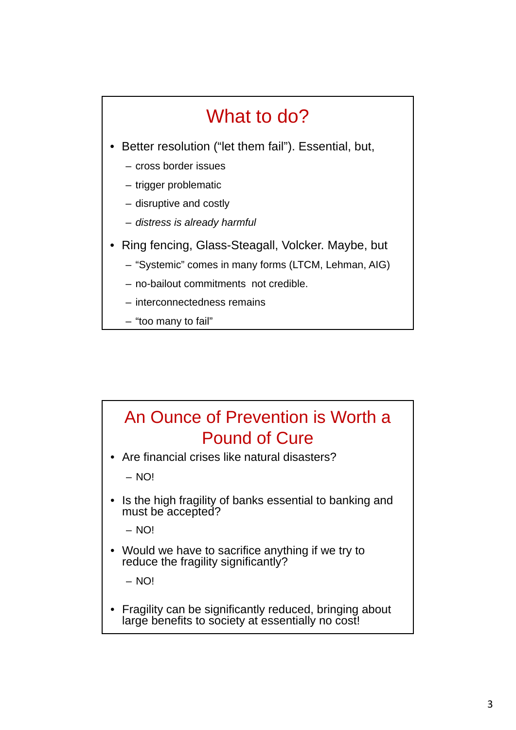## What to do?

- Better resolution ("let them fail"). Essential, but,
  - cross border issues
  - trigger problematic
  - disruptive and costly
  - *distress is already harmful*
- Ring fencing, Glass-Steagall, Volcker. Maybe, but
  - "Systemic" comes in many forms (LTCM, Lehman, AIG)
  - no-bailout commitments  not credible.
  - interconnectedness remains
  - "too many to fail"

## An Ounce of Prevention is Worth a Pound of Cure

- Are financial crises like natural disasters?
  - NO!
- Is the high fragility of banks essential to banking and must be accepted?
  - NO!
- Would we have to sacrifice anything if we try to reduce the fragility significantly?
  - NO!
- Fragility can be significantly reduced, bringing about large benefits to society at essentially no cost!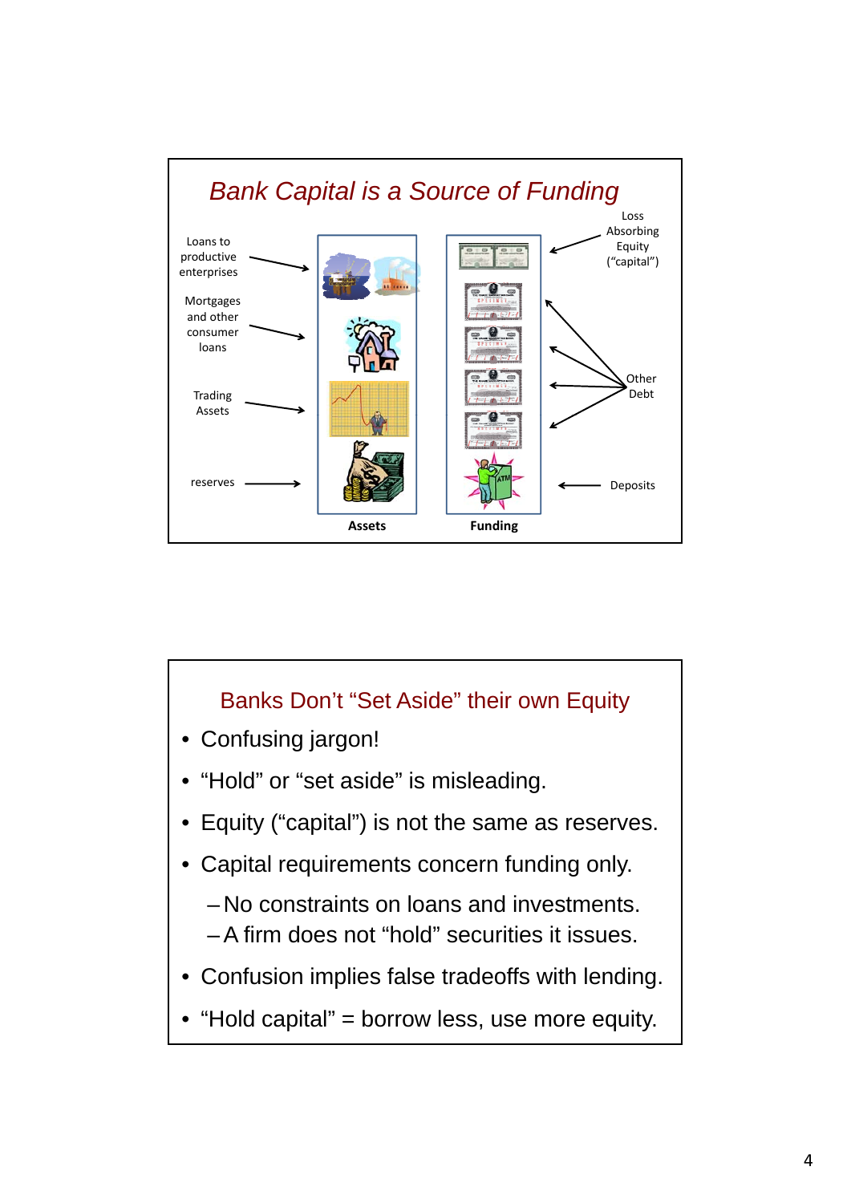## *Bank Capital is a Source of Funding*

**Assets**

- Loans to productive enterprises
- Mortgages and other consumer loans
- Trading Assets
- reserves

**Funding**

- Loss Absorbing Equity ("capital")
- Other Debt
- Deposits

## Banks Don't "Set Aside" their own Equity

- Confusing jargon!
- "Hold" or "set aside" is misleading.
- Equity ("capital") is not the same as reserves.
- Capital requirements concern funding only.
  - No constraints on loans and investments.
  - A firm does not "hold" securities it issues.
- Confusion implies false tradeoffs with lending.
- "Hold capital" = borrow less, use more equity.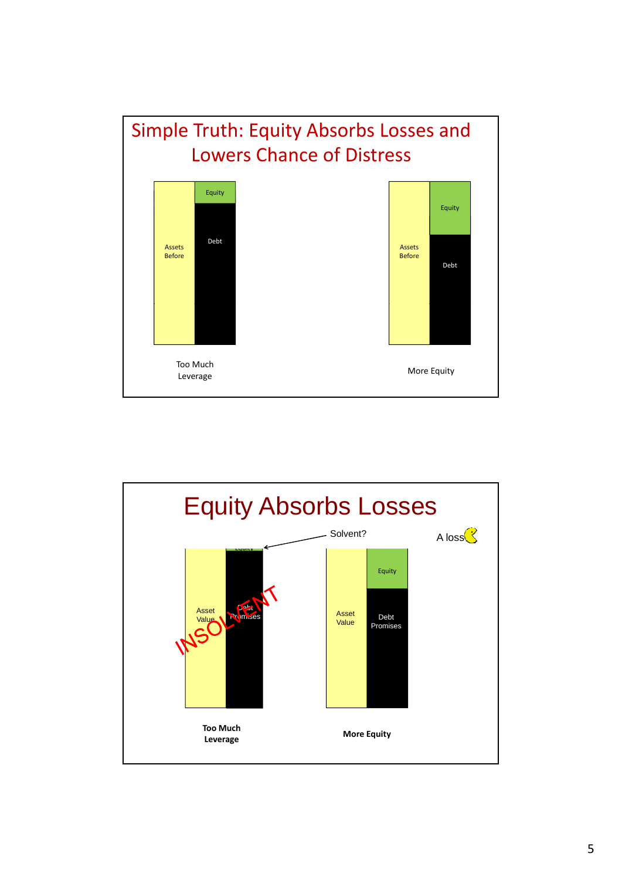## Simple Truth: Equity Absorbs Losses and Lowers Chance of Distress

Assets Before | Equity | Debt

Too Much Leverage

Assets Before | Equity | Debt

More Equity

## Equity Absorbs Losses

Solvent?

A loss

Asset Value | Equity | Debt Promises

INSOLVENT

Too Much Leverage

Asset Value | Equity | Debt Promises

More Equity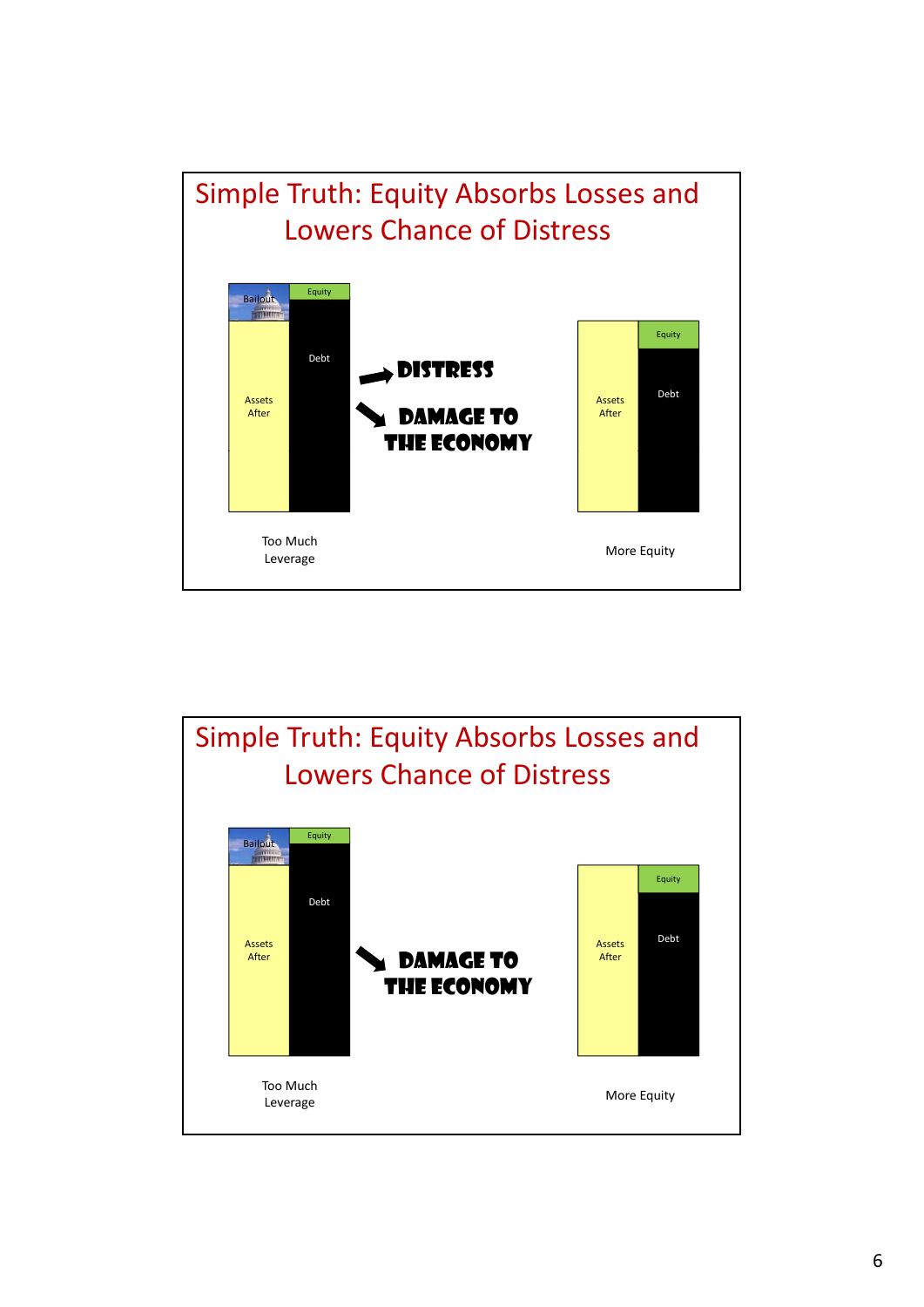## Simple Truth: Equity Absorbs Losses and Lowers Chance of Distress

Bailout | Equity

Assets After | Debt

→ DISTRESS

↘ DAMAGE TO THE ECONOMY

Assets After | Equity | Debt

Too Much Leverage

More Equity

## Simple Truth: Equity Absorbs Losses and Lowers Chance of Distress

Bailout | Equity

Assets After | Debt

↘ DAMAGE TO THE ECONOMY

Assets After | Equity | Debt

Too Much Leverage

More Equity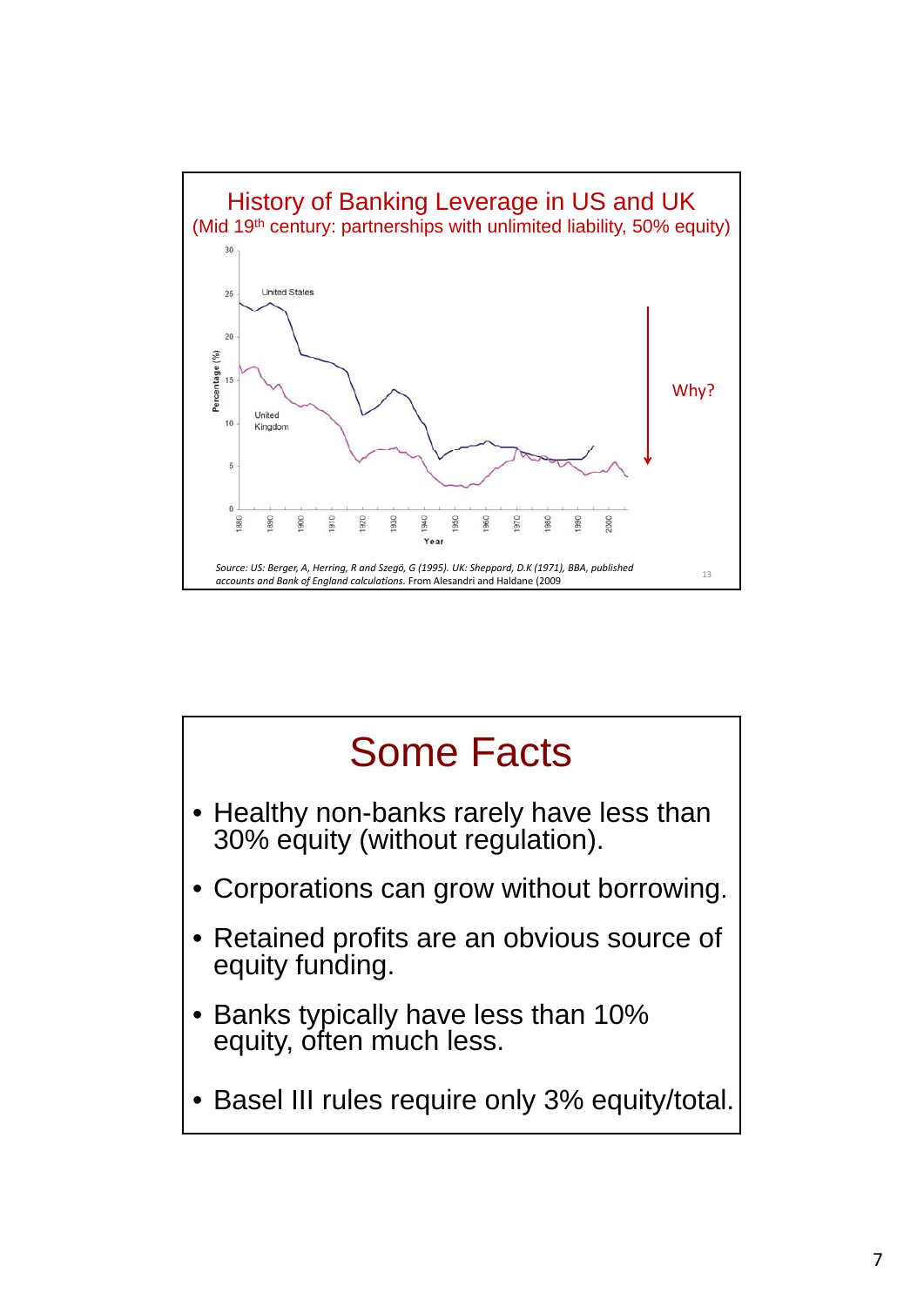## History of Banking Leverage in US and UK

(Mid 19th century: partnerships with unlimited liability, 50% equity)

United States

United Kingdom

Percentage (%)

Year

Why?

*Source: US: Berger, A, Herring, R and Szegö, G (1995). UK: Sheppard, D.K (1971), BBA, published accounts and Bank of England calculations.* From Alesandri and Haldane (2009

## Some Facts

- Healthy non-banks rarely have less than 30% equity (without regulation).
- Corporations can grow without borrowing.
- Retained profits are an obvious source of equity funding.
- Banks typically have less than 10% equity, often much less.
- Basel III rules require only 3% equity/total.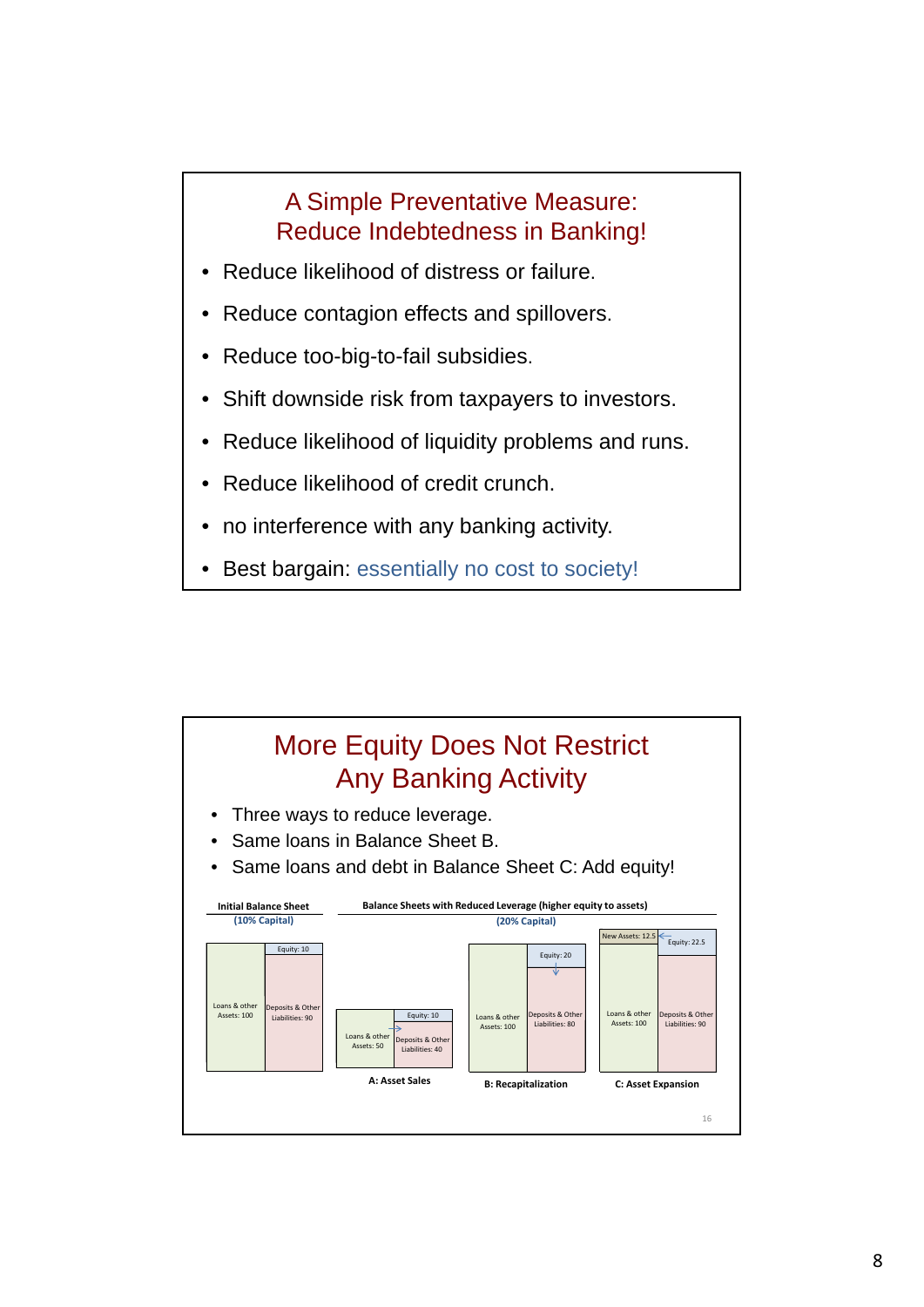## A Simple Preventative Measure: Reduce Indebtedness in Banking!

- Reduce likelihood of distress or failure.
- Reduce contagion effects and spillovers.
- Reduce too-big-to-fail subsidies.
- Shift downside risk from taxpayers to investors.
- Reduce likelihood of liquidity problems and runs.
- Reduce likelihood of credit crunch.
- no interference with any banking activity.
- Best bargain: essentially no cost to society!

## More Equity Does Not Restrict Any Banking Activity

- Three ways to reduce leverage.
- Same loans in Balance Sheet B.
- Same loans and debt in Balance Sheet C: Add equity!

**Initial Balance Sheet** (10% Capital)

| Assets | Liabilities |
|---|---|
| Loans & other Assets: 100 | Equity: 10 |
| | Deposits & Other Liabilities: 90 |

**Balance Sheets with Reduced Leverage (higher equity to assets)** (20% Capital)

**A: Asset Sales**

| Assets | Liabilities |
|---|---|
| Loans & other Assets: 50 | Equity: 10 |
| | Deposits & Other Liabilities: 40 |

**B: Recapitalization**

| Assets | Liabilities |
|---|---|
| Loans & other Assets: 100 | Equity: 20 |
| | Deposits & Other Liabilities: 80 |

**C: Asset Expansion**

| Assets | Liabilities |
|---|---|
| New Assets: 12.5 | Equity: 22.5 |
| Loans & other Assets: 100 | Deposits & Other Liabilities: 90 |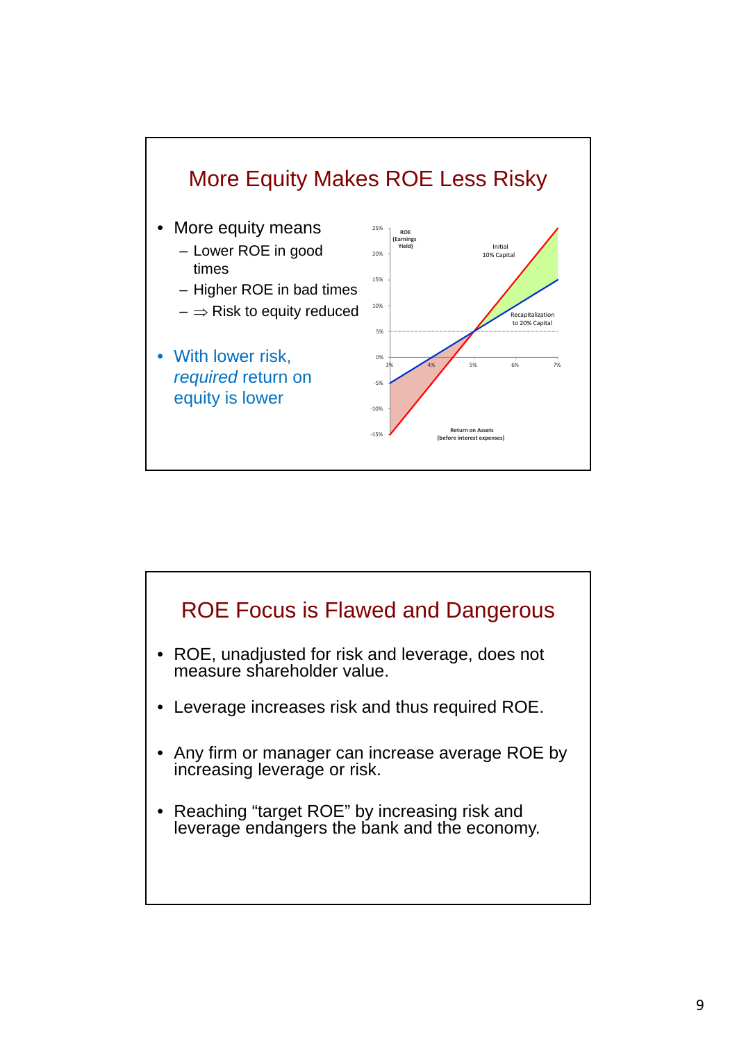## More Equity Makes ROE Less Risky

- More equity means
  - Lower ROE in good times
  - Higher ROE in bad times
  - ⇒ Risk to equity reduced
- With lower risk, *required* return on equity is lower

## ROE Focus is Flawed and Dangerous

- ROE, unadjusted for risk and leverage, does not measure shareholder value.
- Leverage increases risk and thus required ROE.
- Any firm or manager can increase average ROE by increasing leverage or risk.
- Reaching "target ROE" by increasing risk and leverage endangers the bank and the economy.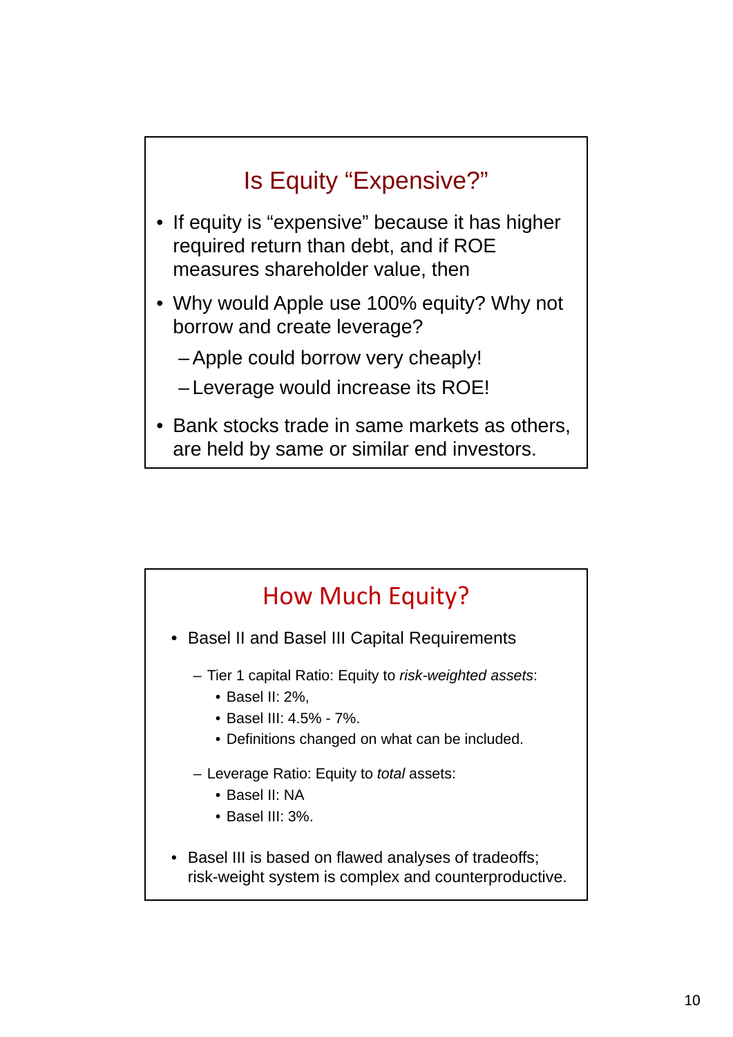## Is Equity "Expensive?"

- If equity is "expensive" because it has higher required return than debt, and if ROE measures shareholder value, then
- Why would Apple use 100% equity? Why not borrow and create leverage?
  - Apple could borrow very cheaply!
  - Leverage would increase its ROE!
- Bank stocks trade in same markets as others, are held by same or similar end investors.

## How Much Equity?

- Basel II and Basel III Capital Requirements
  - Tier 1 capital Ratio: Equity to *risk-weighted assets*:
    - Basel II: 2%,
    - Basel III: 4.5% - 7%.
    - Definitions changed on what can be included.
  - Leverage Ratio: Equity to *total* assets:
    - Basel II: NA
    - Basel III: 3%.
- Basel III is based on flawed analyses of tradeoffs; risk-weight system is complex and counterproductive.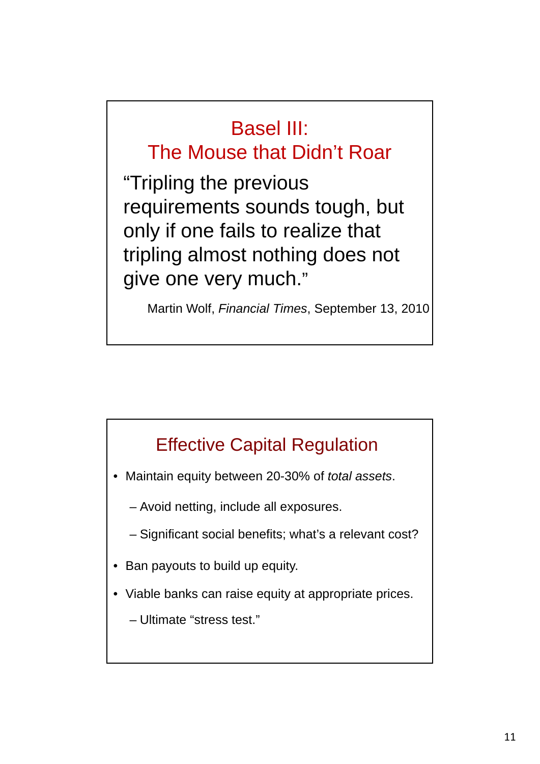## Basel III: The Mouse that Didn't Roar

"Tripling the previous requirements sounds tough, but only if one fails to realize that tripling almost nothing does not give one very much."

Martin Wolf, *Financial Times*, September 13, 2010

## Effective Capital Regulation

- Maintain equity between 20-30% of *total assets*.
  - Avoid netting, include all exposures.
  - Significant social benefits; what's a relevant cost?
- Ban payouts to build up equity.
- Viable banks can raise equity at appropriate prices.
  - Ultimate "stress test."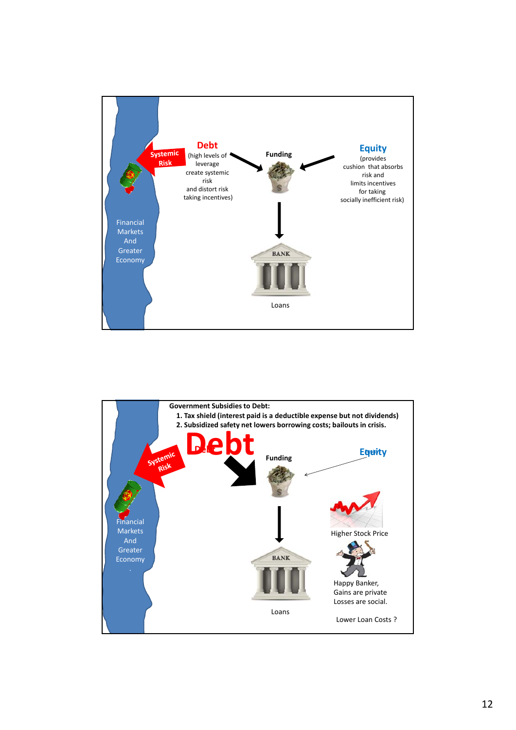Systemic Risk

**Debt**
(high levels of leverage create systemic risk and distort risk taking incentives)

**Funding**

**Equity**
(provides cushion that absorbs risk and limits incentives for taking socially inefficient risk)

Financial Markets And Greater Economy

BANK

Loans

---

**Government Subsidies to Debt:**

1. **Tax shield (interest paid is a deductible expense but not dividends)**
2. **Subsidized safety net lowers borrowing costs; bailouts in crisis.**

Systemic Risk

**Debt**

**Funding**

**Equity**

Financial Markets And Greater Economy

BANK

Loans

Higher Stock Price

Happy Banker,
Gains are private
Losses are social.

Lower Loan Costs ?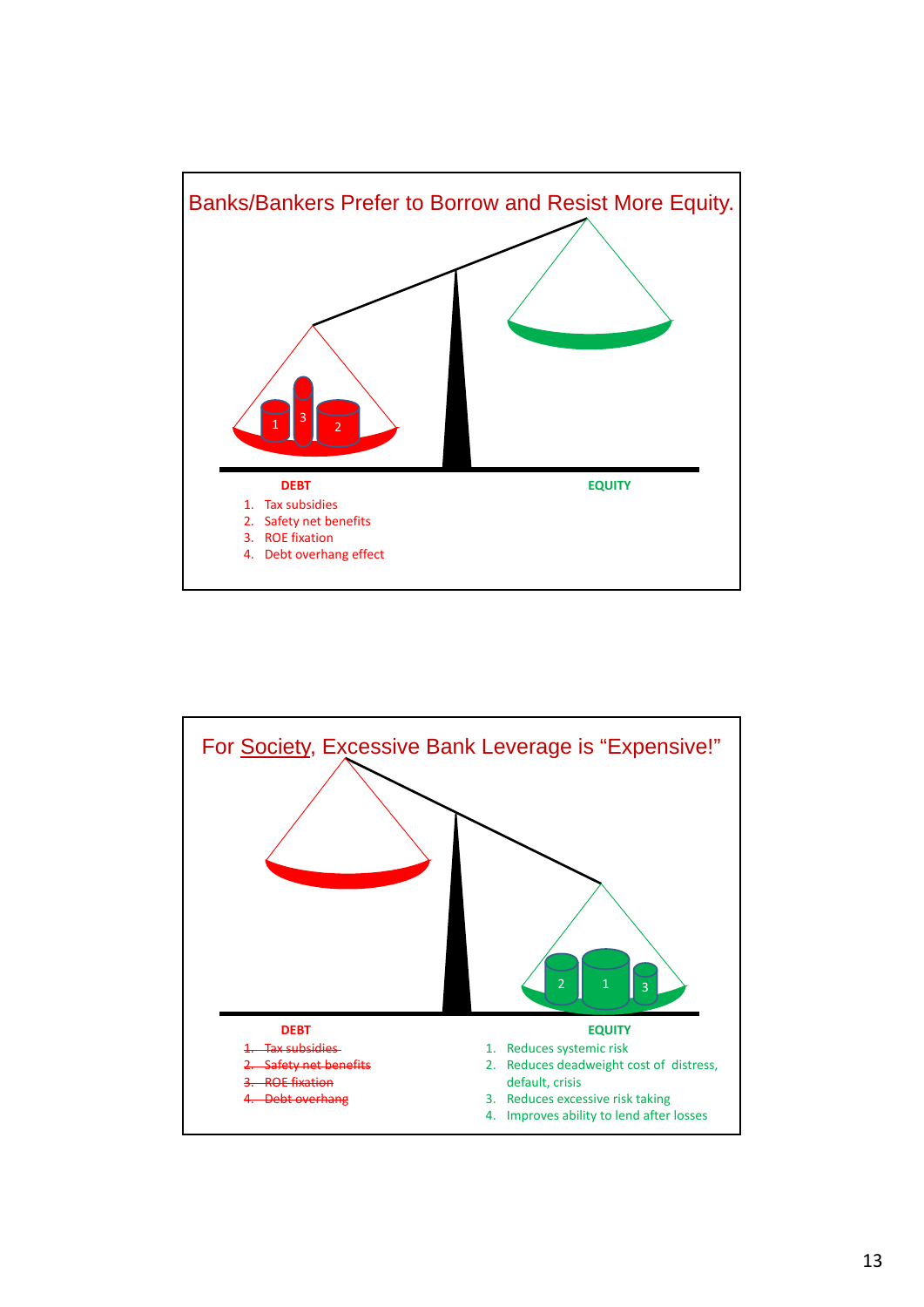## Banks/Bankers Prefer to Borrow and Resist More Equity.

**DEBT**

1. Tax subsidies
2. Safety net benefits
3. ROE fixation
4. Debt overhang effect

**EQUITY**

## For <u>Society</u>, Excessive Bank Leverage is "Expensive!"

**DEBT**

1. ~~Tax subsidies~~
2. ~~Safety net benefits~~
3. ~~ROE fixation~~
4. ~~Debt overhang~~

**EQUITY**

1. Reduces systemic risk
2. Reduces deadweight cost of distress, default, crisis
3. Reduces excessive risk taking
4. Improves ability to lend after losses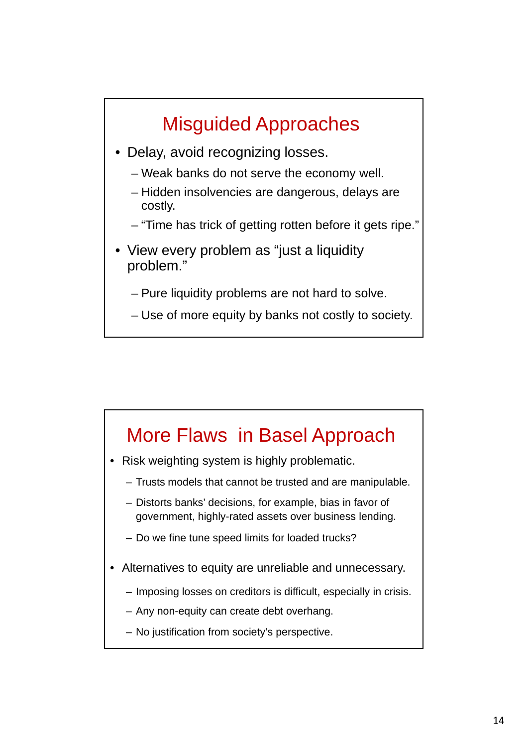## Misguided Approaches

- Delay, avoid recognizing losses.
  - Weak banks do not serve the economy well.
  - Hidden insolvencies are dangerous, delays are costly.
  - "Time has trick of getting rotten before it gets ripe."
- View every problem as "just a liquidity problem."
  - Pure liquidity problems are not hard to solve.
  - Use of more equity by banks not costly to society.

## More Flaws in Basel Approach

- Risk weighting system is highly problematic.
  - Trusts models that cannot be trusted and are manipulable.
  - Distorts banks' decisions, for example, bias in favor of government, highly-rated assets over business lending.
  - Do we fine tune speed limits for loaded trucks?
- Alternatives to equity are unreliable and unnecessary.
  - Imposing losses on creditors is difficult, especially in crisis.
  - Any non-equity can create debt overhang.
  - No justification from society's perspective.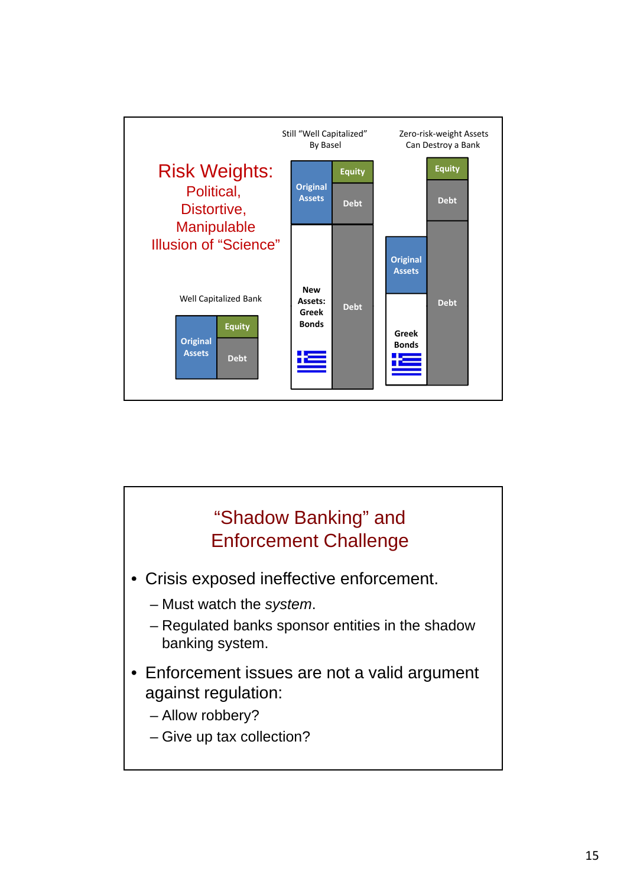# Risk Weights:

## Political, Distortive, Manipulable Illusion of "Science"

Well Capitalized Bank

| Original Assets | Equity |
|---|---|
| | Debt |

Still "Well Capitalized" By Basel

| Assets | Liabilities |
|---|---|
| Original Assets | Equity |
| | Debt |
| New Assets: Greek Bonds | Debt |

Zero-risk-weight Assets Can Destroy a Bank

| Assets | Liabilities |
|---|---|
| | Equity |
| | Debt |
| Original Assets | Debt |
| Greek Bonds | |

---

# "Shadow Banking" and Enforcement Challenge

- Crisis exposed ineffective enforcement.
  - Must watch the *system*.
  - Regulated banks sponsor entities in the shadow banking system.
- Enforcement issues are not a valid argument against regulation:
  - Allow robbery?
  - Give up tax collection?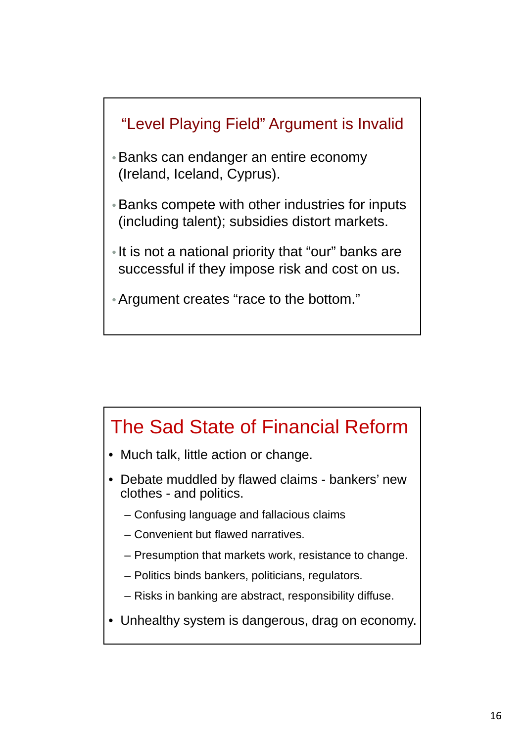## “Level Playing Field” Argument is Invalid

- Banks can endanger an entire economy (Ireland, Iceland, Cyprus).
- Banks compete with other industries for inputs (including talent); subsidies distort markets.
- It is not a national priority that “our” banks are successful if they impose risk and cost on us.
- Argument creates “race to the bottom.”

## The Sad State of Financial Reform

- Much talk, little action or change.
- Debate muddled by flawed claims - bankers’ new clothes - and politics.
  - Confusing language and fallacious claims
  - Convenient but flawed narratives.
  - Presumption that markets work, resistance to change.
  - Politics binds bankers, politicians, regulators.
  - Risks in banking are abstract, responsibility diffuse.
- Unhealthy system is dangerous, drag on economy.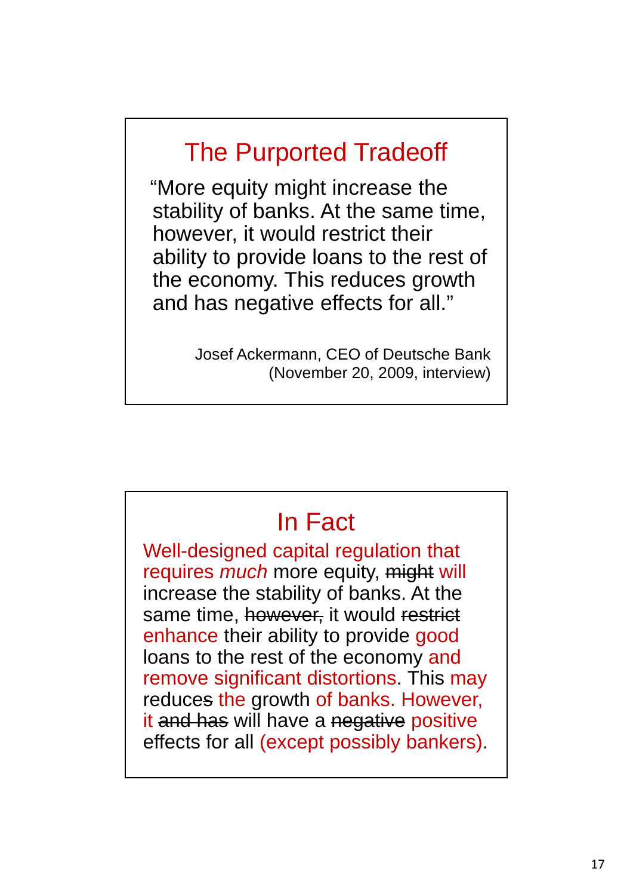## The Purported Tradeoff

"More equity might increase the stability of banks. At the same time, however, it would restrict their ability to provide loans to the rest of the economy. This reduces growth and has negative effects for all."

Josef Ackermann, CEO of Deutsche Bank
(November 20, 2009, interview)

## In Fact

Well-designed capital regulation that requires *much* more equity, ~~might~~ will increase the stability of banks. At the same time, ~~however,~~ it would ~~restrict~~ enhance their ability to provide good loans to the rest of the economy and remove significant distortions. This may reduce~~s~~ the growth of banks. However, it ~~and has~~ will have a ~~negative~~ positive effects for all (except possibly bankers).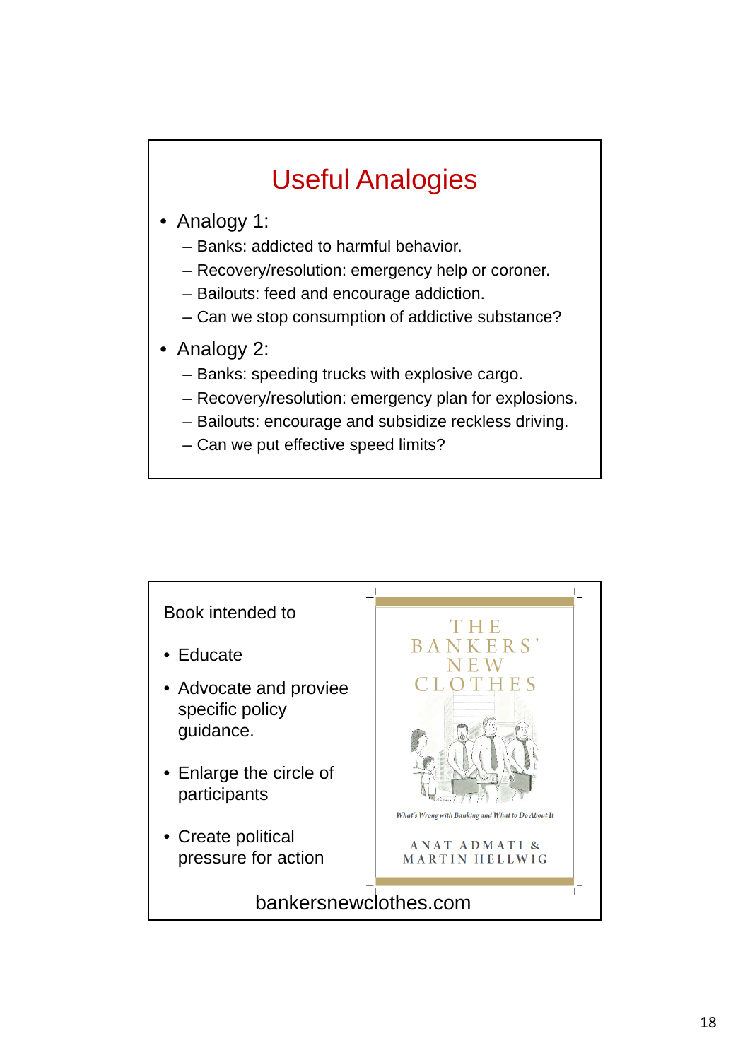## Useful Analogies

- Analogy 1:
  - Banks: addicted to harmful behavior.
  - Recovery/resolution: emergency help or coroner.
  - Bailouts: feed and encourage addiction.
  - Can we stop consumption of addictive substance?
- Analogy 2:
  - Banks: speeding trucks with explosive cargo.
  - Recovery/resolution: emergency plan for explosions.
  - Bailouts: encourage and subsidize reckless driving.
  - Can we put effective speed limits?

Book intended to

- Educate
- Advocate and proviee specific policy guidance.
- Enlarge the circle of participants
- Create political pressure for action

THE BANKERS' NEW CLOTHES

*What's Wrong with Banking and What to Do About It*

ANAT ADMATI & MARTIN HELLWIG

bankersnewclothes.com